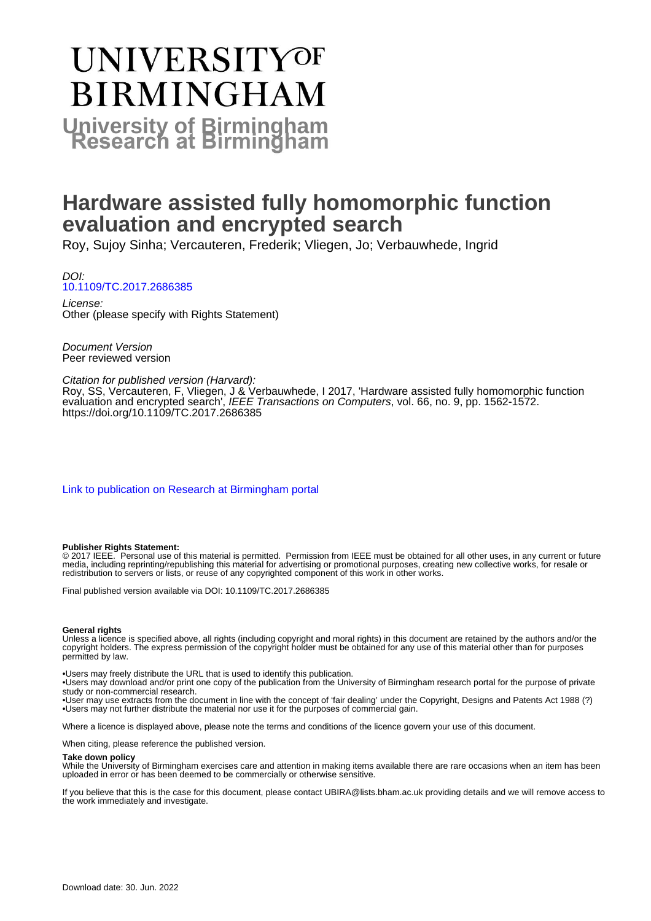# UNIVERSITY OF BIRMINGHAM

**University of Birmingham Research at Birmingham**

# Hardware assisted fully homomorphic function evaluation and encrypted search

Roy, Sujoy Sinha; Vercauteren, Frederik; Vliegen, Jo; Verbauwhede, Ingrid

*DOI:*
10.1109/TC.2017.2686385

*License:*
Other (please specify with Rights Statement)

*Document Version*
Peer reviewed version

*Citation for published version (Harvard):*
Roy, SS, Vercauteren, F, Vliegen, J & Verbauwhede, I 2017, 'Hardware assisted fully homomorphic function evaluation and encrypted search', *IEEE Transactions on Computers*, vol. 66, no. 9, pp. 1562-1572. https://doi.org/10.1109/TC.2017.2686385

Link to publication on Research at Birmingham portal

**Publisher Rights Statement:**
© 2017 IEEE. Personal use of this material is permitted. Permission from IEEE must be obtained for all other uses, in any current or future media, including reprinting/republishing this material for advertising or promotional purposes, creating new collective works, for resale or redistribution to servers or lists, or reuse of any copyrighted component of this work in other works.

Final published version available via DOI: 10.1109/TC.2017.2686385

**General rights**
Unless a licence is specified above, all rights (including copyright and moral rights) in this document are retained by the authors and/or the copyright holders. The express permission of the copyright holder must be obtained for any use of this material other than for purposes permitted by law.

•Users may freely distribute the URL that is used to identify this publication.
•Users may download and/or print one copy of the publication from the University of Birmingham research portal for the purpose of private study or non-commercial research.
•User may use extracts from the document in line with the concept of 'fair dealing' under the Copyright, Designs and Patents Act 1988 (?)
•Users may not further distribute the material nor use it for the purposes of commercial gain.

Where a licence is displayed above, please note the terms and conditions of the licence govern your use of this document.

When citing, please reference the published version.

**Take down policy**
While the University of Birmingham exercises care and attention in making items available there are rare occasions when an item has been uploaded in error or has been deemed to be commercially or otherwise sensitive.

If you believe that this is the case for this document, please contact UBIRA@lists.bham.ac.uk providing details and we will remove access to the work immediately and investigate.

Download date: 30. Jun. 2022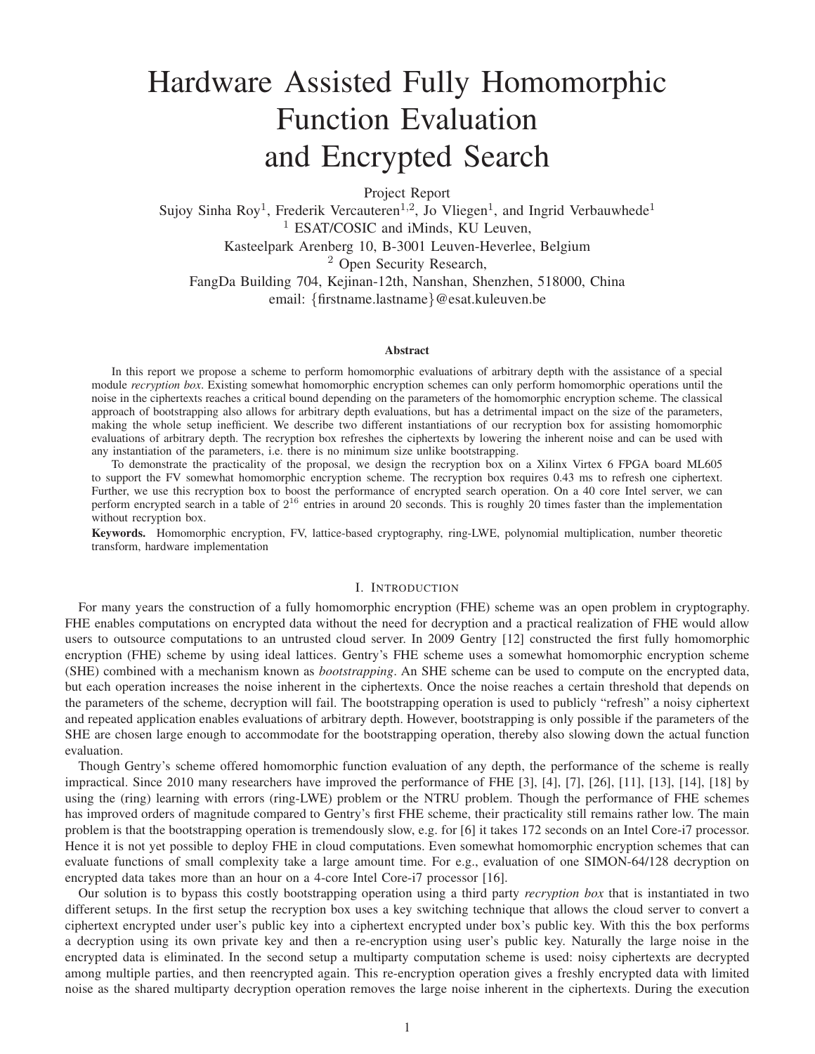# Hardware Assisted Fully Homomorphic Function Evaluation and Encrypted Search

Project Report

Sujoy Sinha Roy[1], Frederik Vercauteren[1,2], Jo Vliegen[1], and Ingrid Verbauwhede[1]

[1] ESAT/COSIC and iMinds, KU Leuven,

Kasteelpark Arenberg 10, B-3001 Leuven-Heverlee, Belgium

[2] Open Security Research,

FangDa Building 704, Kejinan-12th, Nanshan, Shenzhen, 518000, China

email: {firstname.lastname}@esat.kuleuven.be

### Abstract

In this report we propose a scheme to perform homomorphic evaluations of arbitrary depth with the assistance of a special module *recryption box*. Existing somewhat homomorphic encryption schemes can only perform homomorphic operations until the noise in the ciphertexts reaches a critical bound depending on the parameters of the homomorphic encryption scheme. The classical approach of bootstrapping also allows for arbitrary depth evaluations, but has a detrimental impact on the size of the parameters, making the whole setup inefficient. We describe two different instantiations of our recryption box for assisting homomorphic evaluations of arbitrary depth. The recryption box refreshes the ciphertexts by lowering the inherent noise and can be used with any instantiation of the parameters, i.e. there is no minimum size unlike bootstrapping.

To demonstrate the practicality of the proposal, we design the recryption box on a Xilinx Virtex 6 FPGA board ML605 to support the FV somewhat homomorphic encryption scheme. The recryption box requires 0.43 ms to refresh one ciphertext. Further, we use this recryption box to boost the performance of encrypted search operation. On a 40 core Intel server, we can perform encrypted search in a table of $2^{16}$ entries in around 20 seconds. This is roughly 20 times faster than the implementation without recryption box.

**Keywords.** Homomorphic encryption, FV, lattice-based cryptography, ring-LWE, polynomial multiplication, number theoretic transform, hardware implementation

## I. Introduction

For many years the construction of a fully homomorphic encryption (FHE) scheme was an open problem in cryptography. FHE enables computations on encrypted data without the need for decryption and a practical realization of FHE would allow users to outsource computations to an untrusted cloud server. In 2009 Gentry [12] constructed the first fully homomorphic encryption (FHE) scheme by using ideal lattices. Gentry's FHE scheme uses a somewhat homomorphic encryption scheme (SHE) combined with a mechanism known as *bootstrapping*. An SHE scheme can be used to compute on the encrypted data, but each operation increases the noise inherent in the ciphertexts. Once the noise reaches a certain threshold that depends on the parameters of the scheme, decryption will fail. The bootstrapping operation is used to publicly "refresh" a noisy ciphertext and repeated application enables evaluations of arbitrary depth. However, bootstrapping is only possible if the parameters of the SHE are chosen large enough to accommodate for the bootstrapping operation, thereby also slowing down the actual function evaluation.

Though Gentry's scheme offered homomorphic function evaluation of any depth, the performance of the scheme is really impractical. Since 2010 many researchers have improved the performance of FHE [3], [4], [7], [26], [11], [13], [14], [18] by using the (ring) learning with errors (ring-LWE) problem or the NTRU problem. Though the performance of FHE schemes has improved orders of magnitude compared to Gentry's first FHE scheme, their practicality still remains rather low. The main problem is that the bootstrapping operation is tremendously slow, e.g. for [6] it takes 172 seconds on an Intel Core-i7 processor. Hence it is not yet possible to deploy FHE in cloud computations. Even somewhat homomorphic encryption schemes that can evaluate functions of small complexity take a large amount time. For e.g., evaluation of one SIMON-64/128 decryption on encrypted data takes more than an hour on a 4-core Intel Core-i7 processor [16].

Our solution is to bypass this costly bootstrapping operation using a third party *recryption box* that is instantiated in two different setups. In the first setup the recryption box uses a key switching technique that allows the cloud server to convert a ciphertext encrypted under user's public key into a ciphertext encrypted under box's public key. With this the box performs a decryption using its own private key and then a re-encryption using user's public key. Naturally the large noise in the encrypted data is eliminated. In the second setup a multiparty computation scheme is used: noisy ciphertexts are decrypted among multiple parties, and then reencrypted again. This re-encryption operation gives a freshly encrypted data with limited noise as the shared multiparty decryption operation removes the large noise inherent in the ciphertexts. During the execution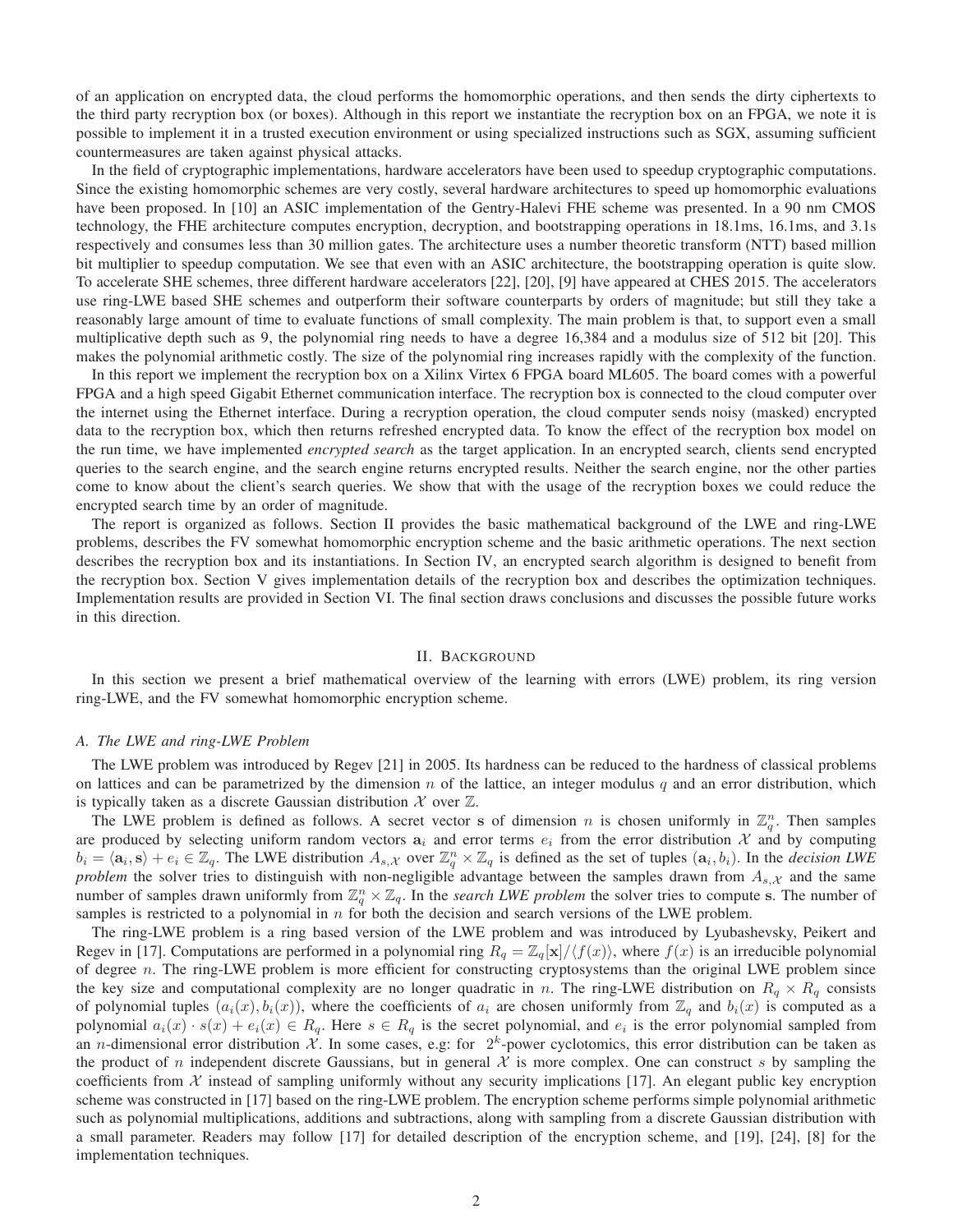of an application on encrypted data, the cloud performs the homomorphic operations, and then sends the dirty ciphertexts to the third party recryption box (or boxes). Although in this report we instantiate the recryption box on an FPGA, we note it is possible to implement it in a trusted execution environment or using specialized instructions such as SGX, assuming sufficient countermeasures are taken against physical attacks.

In the field of cryptographic implementations, hardware accelerators have been used to speedup cryptographic computations. Since the existing homomorphic schemes are very costly, several hardware architectures to speed up homomorphic evaluations have been proposed. In [10] an ASIC implementation of the Gentry-Halevi FHE scheme was presented. In a 90 nm CMOS technology, the FHE architecture computes encryption, decryption, and bootstrapping operations in 18.1ms, 16.1ms, and 3.1s respectively and consumes less than 30 million gates. The architecture uses a number theoretic transform (NTT) based million bit multiplier to speedup computation. We see that even with an ASIC architecture, the bootstrapping operation is quite slow. To accelerate SHE schemes, three different hardware accelerators [22], [20], [9] have appeared at CHES 2015. The accelerators use ring-LWE based SHE schemes and outperform their software counterparts by orders of magnitude; but still they take a reasonably large amount of time to evaluate functions of small complexity. The main problem is that, to support even a small multiplicative depth such as 9, the polynomial ring needs to have a degree 16,384 and a modulus size of 512 bit [20]. This makes the polynomial arithmetic costly. The size of the polynomial ring increases rapidly with the complexity of the function.

In this report we implement the recryption box on a Xilinx Virtex 6 FPGA board ML605. The board comes with a powerful FPGA and a high speed Gigabit Ethernet communication interface. The recryption box is connected to the cloud computer over the internet using the Ethernet interface. During a recryption operation, the cloud computer sends noisy (masked) encrypted data to the recryption box, which then returns refreshed encrypted data. To know the effect of the recryption box model on the run time, we have implemented *encrypted search* as the target application. In an encrypted search, clients send encrypted queries to the search engine, and the search engine returns encrypted results. Neither the search engine, nor the other parties come to know about the client's search queries. We show that with the usage of the recryption boxes we could reduce the encrypted search time by an order of magnitude.

The report is organized as follows. Section II provides the basic mathematical background of the LWE and ring-LWE problems, describes the FV somewhat homomorphic encryption scheme and the basic arithmetic operations. The next section describes the recryption box and its instantiations. In Section IV, an encrypted search algorithm is designed to benefit from the recryption box. Section V gives implementation details of the recryption box and describes the optimization techniques. Implementation results are provided in Section VI. The final section draws conclusions and discusses the possible future works in this direction.

## II. Background

In this section we present a brief mathematical overview of the learning with errors (LWE) problem, its ring version ring-LWE, and the FV somewhat homomorphic encryption scheme.

### A. The LWE and ring-LWE Problem

The LWE problem was introduced by Regev [21] in 2005. Its hardness can be reduced to the hardness of classical problems on lattices and can be parametrized by the dimension $n$ of the lattice, an integer modulus $q$ and an error distribution, which is typically taken as a discrete Gaussian distribution $\mathcal{X}$ over $\mathbb{Z}$.

The LWE problem is defined as follows. A secret vector $\mathbf{s}$ of dimension $n$ is chosen uniformly in $\mathbb{Z}_q^n$. Then samples are produced by selecting uniform random vectors $\mathbf{a}_i$ and error terms $e_i$ from the error distribution $\mathcal{X}$ and by computing $b_i = \langle \mathbf{a}_i, \mathbf{s} \rangle + e_i \in \mathbb{Z}_q$. The LWE distribution $A_{s,\mathcal{X}}$ over $\mathbb{Z}_q^n \times \mathbb{Z}_q$ is defined as the set of tuples $(\mathbf{a}_i, b_i)$. In the *decision LWE problem* the solver tries to distinguish with non-negligible advantage between the samples drawn from $A_{s,\mathcal{X}}$ and the same number of samples drawn uniformly from $\mathbb{Z}_q^n \times \mathbb{Z}_q$. In the *search LWE problem* the solver tries to compute $\mathbf{s}$. The number of samples is restricted to a polynomial in $n$ for both the decision and search versions of the LWE problem.

The ring-LWE problem is a ring based version of the LWE problem and was introduced by Lyubashevsky, Peikert and Regev in [17]. Computations are performed in a polynomial ring $R_q = \mathbb{Z}_q[\mathbf{x}]/\langle f(x) \rangle$, where $f(x)$ is an irreducible polynomial of degree $n$. The ring-LWE problem is more efficient for constructing cryptosystems than the original LWE problem since the key size and computational complexity are no longer quadratic in $n$. The ring-LWE distribution on $R_q \times R_q$ consists of polynomial tuples $(a_i(x), b_i(x))$, where the coefficients of $a_i$ are chosen uniformly from $\mathbb{Z}_q$ and $b_i(x)$ is computed as a polynomial $a_i(x) \cdot s(x) + e_i(x) \in R_q$. Here $s \in R_q$ is the secret polynomial, and $e_i$ is the error polynomial sampled from an $n$-dimensional error distribution $\mathcal{X}$. In some cases, e.g: for $2^k$-power cyclotomics, this error distribution can be taken as the product of $n$ independent discrete Gaussians, but in general $\mathcal{X}$ is more complex. One can construct $s$ by sampling the coefficients from $\mathcal{X}$ instead of sampling uniformly without any security implications [17]. An elegant public key encryption scheme was constructed in [17] based on the ring-LWE problem. The encryption scheme performs simple polynomial arithmetic such as polynomial multiplications, additions and subtractions, along with sampling from a discrete Gaussian distribution with a small parameter. Readers may follow [17] for detailed description of the encryption scheme, and [19], [24], [8] for the implementation techniques.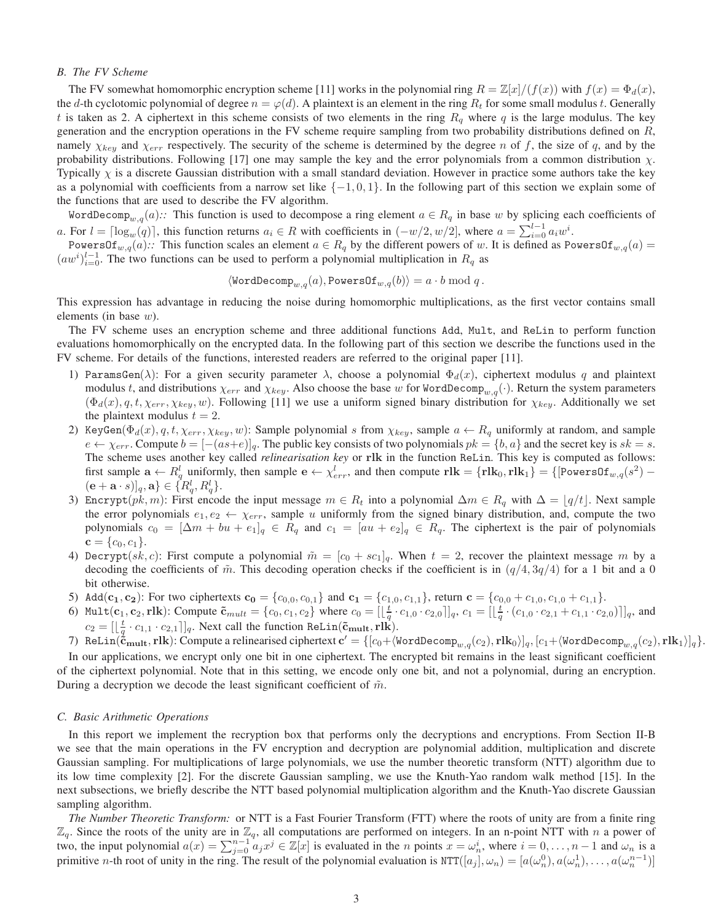### B. The FV Scheme

The FV somewhat homomorphic encryption scheme [11] works in the polynomial ring $R = \mathbb{Z}[x]/(f(x))$ with $f(x) = \Phi_d(x)$, the $d$-th cyclotomic polynomial of degree $n = \varphi(d)$. A plaintext is an element in the ring $R_t$ for some small modulus $t$. Generally $t$ is taken as 2. A ciphertext in this scheme consists of two elements in the ring $R_q$ where $q$ is the large modulus. The key generation and the encryption operations in the FV scheme require sampling from two probability distributions defined on $R$, namely $\chi_{key}$ and $\chi_{err}$ respectively. The security of the scheme is determined by the degree $n$ of $f$, the size of $q$, and by the probability distributions. Following [17] one may sample the key and the error polynomials from a common distribution $\chi$. Typically $\chi$ is a discrete Gaussian distribution with a small standard deviation. However in practice some authors take the key as a polynomial with coefficients from a narrow set like $\{-1, 0, 1\}$. In the following part of this section we explain some of the functions that are used to describe the FV algorithm.

$\texttt{WordDecomp}_{w,q}(a)$:: This function is used to decompose a ring element $a \in R_q$ in base $w$ by splicing each coefficients of $a$. For $l = \lceil \log_w(q) \rceil$, this function returns $a_i \in R$ with coefficients in $(-w/2, w/2]$, where $a = \sum_{i=0}^{l-1} a_i w^i$.

$\texttt{PowersOf}_{w,q}(a)$:: This function scales an element $a \in R_q$ by the different powers of $w$. It is defined as $\texttt{PowersOf}_{w,q}(a) = (aw^i)_{i=0}^{l-1}$. The two functions can be used to perform a polynomial multiplication in $R_q$ as

$$\langle \texttt{WordDecomp}_{w,q}(a), \texttt{PowersOf}_{w,q}(b) \rangle = a \cdot b \bmod q\,.$$

This expression has advantage in reducing the noise during homomorphic multiplications, as the first vector contains small elements (in base $w$).

The FV scheme uses an encryption scheme and three additional functions Add, Mult, and ReLin to perform function evaluations homomorphically on the encrypted data. In the following part of this section we describe the functions used in the FV scheme. For details of the functions, interested readers are referred to the original paper [11].

1) $\texttt{ParamsGen}(\lambda)$: For a given security parameter $\lambda$, choose a polynomial $\Phi_d(x)$, ciphertext modulus $q$ and plaintext modulus $t$, and distributions $\chi_{err}$ and $\chi_{key}$. Also choose the base $w$ for $\texttt{WordDecomp}_{w,q}(\cdot)$. Return the system parameters $(\Phi_d(x), q, t, \chi_{err}, \chi_{key}, w)$. Following [11] we use a uniform signed binary distribution for $\chi_{key}$. Additionally we set the plaintext modulus $t = 2$.
2) $\texttt{KeyGen}(\Phi_d(x), q, t, \chi_{err}, \chi_{key}, w)$: Sample polynomial $s$ from $\chi_{key}$, sample $a \leftarrow R_q$ uniformly at random, and sample $e \leftarrow \chi_{err}$. Compute $b = [-(as+e)]_q$. The public key consists of two polynomials $pk = \{b, a\}$ and the secret key is $sk = s$. The scheme uses another key called *relinearisation key* or **rlk** in the function ReLin. This key is computed as follows: first sample $\mathbf{a} \leftarrow R_q^l$ uniformly, then sample $\mathbf{e} \leftarrow \chi_{err}^l$, and then compute $\mathbf{rlk} = \{\mathbf{rlk}_0, \mathbf{rlk}_1\} = \{[\texttt{PowersOf}_{w,q}(s^2) - (\mathbf{e} + \mathbf{a} \cdot s)]_q, \mathbf{a}\} \in \{R_q^l, R_q^l\}$.
3) $\texttt{Encrypt}(pk, m)$: First encode the input message $m \in R_t$ into a polynomial $\Delta m \in R_q$ with $\Delta = \lfloor q/t \rfloor$. Next sample the error polynomials $e_1, e_2 \leftarrow \chi_{err}$, sample $u$ uniformly from the signed binary distribution, and, compute the two polynomials $c_0 = [\Delta m + bu + e_1]_q \in R_q$ and $c_1 = [au + e_2]_q \in R_q$. The ciphertext is the pair of polynomials $\mathbf{c} = \{c_0, c_1\}$.
4) $\texttt{Decrypt}(sk, c)$: First compute a polynomial $\tilde{m} = [c_0 + sc_1]_q$. When $t = 2$, recover the plaintext message $m$ by a decoding the coefficients of $\tilde{m}$. This decoding operation checks if the coefficient is in $(q/4, 3q/4)$ for a 1 bit and a 0 bit otherwise.
5) $\texttt{Add}(\mathbf{c_1}, \mathbf{c_2})$: For two ciphertexts $\mathbf{c_0} = \{c_{0,0}, c_{0,1}\}$ and $\mathbf{c_1} = \{c_{1,0}, c_{1,1}\}$, return $\mathbf{c} = \{c_{0,0} + c_{1,0}, c_{1,0} + c_{1,1}\}$.
6) $\texttt{Mult}(\mathbf{c}_1, \mathbf{c}_2, \mathbf{rlk})$: Compute $\tilde{\mathbf{c}}_{mult} = \{c_0, c_1, c_2\}$ where $c_0 = [\lfloor \frac{t}{q} \cdot c_{1,0} \cdot c_{2,0} \rceil]_q$, $c_1 = [\lfloor \frac{t}{q} \cdot (c_{1,0} \cdot c_{2,1} + c_{1,1} \cdot c_{2,0}) \rceil]_q$, and $c_2 = [\lfloor \frac{t}{q} \cdot c_{1,1} \cdot c_{2,1} \rceil]_q$. Next call the function $\texttt{ReLin}(\tilde{\mathbf{c}}_{\mathbf{mult}}, \mathbf{rlk})$.
7) $\texttt{ReLin}(\tilde{\mathbf{c}}_{\mathbf{mult}}, \mathbf{rlk})$: Compute a relinearised ciphertext $\mathbf{c}' = \{[c_0 + \langle \texttt{WordDecomp}_{w,q}(c_2), \mathbf{rlk}_0 \rangle]_q, [c_1 + \langle \texttt{WordDecomp}_{w,q}(c_2), \mathbf{rlk}_1 \rangle]_q\}$.

In our applications, we encrypt only one bit in one ciphertext. The encrypted bit remains in the least significant coefficient of the ciphertext polynomial. Note that in this setting, we encode only one bit, and not a polynomial, during an encryption. During a decryption we decode the least significant coefficient of $\tilde{m}$.

### C. Basic Arithmetic Operations

In this report we implement the recryption box that performs only the decryptions and encryptions. From Section II-B we see that the main operations in the FV encryption and decryption are polynomial addition, multiplication and discrete Gaussian sampling. For multiplications of large polynomials, we use the number theoretic transform (NTT) algorithm due to its low time complexity [2]. For the discrete Gaussian sampling, we use the Knuth-Yao random walk method [15]. In the next subsections, we briefly describe the NTT based polynomial multiplication algorithm and the Knuth-Yao discrete Gaussian sampling algorithm.

*The Number Theoretic Transform:* or NTT is a Fast Fourier Transform (FTT) where the roots of unity are from a finite ring $\mathbb{Z}_q$. Since the roots of the unity are in $\mathbb{Z}_q$, all computations are performed on integers. In an n-point NTT with $n$ a power of two, the input polynomial $a(x) = \sum_{j=0}^{n-1} a_j x^j \in \mathbb{Z}[x]$ is evaluated in the $n$ points $x = \omega_n^i$, where $i = 0, \ldots, n-1$ and $\omega_n$ is a primitive $n$-th root of unity in the ring. The result of the polynomial evaluation is $\texttt{NTT}([a_j], \omega_n) = [a(\omega_n^0), a(\omega_n^1), \ldots, a(\omega_n^{n-1})]$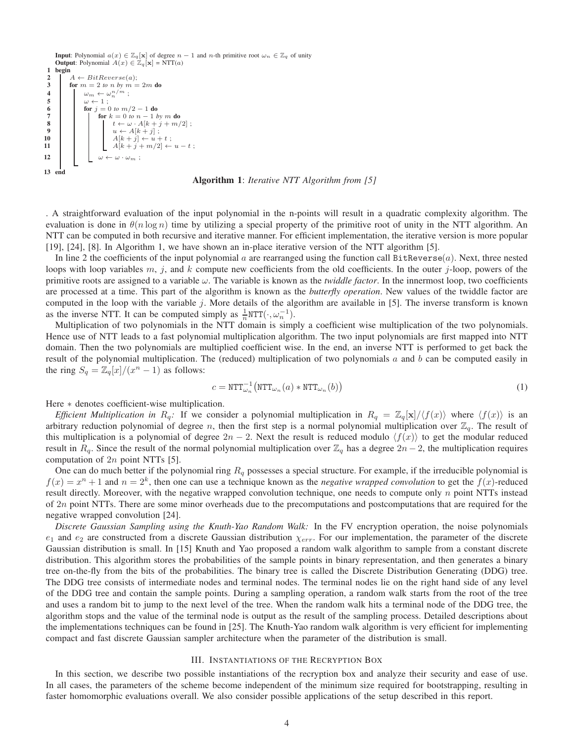**Input**: Polynomial $a(x) \in \mathbb{Z}_q[\mathbf{x}]$ of degree $n-1$ and $n$-th primitive root $\omega_n \in \mathbb{Z}_q$ of unity
**Output**: Polynomial $A(x) \in \mathbb{Z}_q[\mathbf{x}]$ = NTT($a$)

```
1  begin
2      A ← BitReverse(a);
3      for m = 2 to n by m = 2m do
4          ω_m ← ω_n^{n/m} ;
5          ω ← 1 ;
6          for j = 0 to m/2 − 1 do
7              for k = 0 to n − 1 by m do
8                  t ← ω · A[k + j + m/2] ;
9                  u ← A[k + j] ;
10                 A[k + j] ← u + t ;
11                 A[k + j + m/2] ← u − t ;
12             ω ← ω · ω_m ;
13 end
```

**Algorithm 1**: *Iterative NTT Algorithm from [5]*

. A straightforward evaluation of the input polynomial in the n-points will result in a quadratic complexity algorithm. The evaluation is done in $\theta(n \log n)$ time by utilizing a special property of the primitive root of unity in the NTT algorithm. An NTT can be computed in both recursive and iterative manner. For efficient implementation, the iterative version is more popular [19], [24], [8]. In Algorithm 1, we have shown an in-place iterative version of the NTT algorithm [5].

In line 2 the coefficients of the input polynomial $a$ are rearranged using the function call BitReverse($a$). Next, three nested loops with loop variables $m$, $j$, and $k$ compute new coefficients from the old coefficients. In the outer $j$-loop, powers of the primitive roots are assigned to a variable $\omega$. The variable is known as the *twiddle factor*. In the innermost loop, two coefficients are processed at a time. This part of the algorithm is known as the *butterfly operation*. New values of the twiddle factor are computed in the loop with the variable $j$. More details of the algorithm are available in [5]. The inverse transform is known as the inverse NTT. It can be computed simply as $\frac{1}{n}\texttt{NTT}(\cdot, \omega_n^{-1})$.

Multiplication of two polynomials in the NTT domain is simply a coefficient wise multiplication of the two polynomials. Hence use of NTT leads to a fast polynomial multiplication algorithm. The two input polynomials are first mapped into NTT domain. Then the two polynomials are multiplied coefficient wise. In the end, an inverse NTT is performed to get back the result of the polynomial multiplication. The (reduced) multiplication of two polynomials $a$ and $b$ can be computed easily in the ring $S_q = \mathbb{Z}_q[x]/(x^n - 1)$ as follows:

$$c = \texttt{NTT}^{-1}_{\omega_n}\big(\texttt{NTT}_{\omega_n}(a) * \texttt{NTT}_{\omega_n}(b)\big) \tag{1}$$

Here $*$ denotes coefficient-wise multiplication.

*Efficient Multiplication in $R_q$:* If we consider a polynomial multiplication in $R_q = \mathbb{Z}_q[\mathbf{x}]/\langle f(x)\rangle$ where $\langle f(x)\rangle$ is an arbitrary reduction polynomial of degree $n$, then the first step is a normal polynomial multiplication over $\mathbb{Z}_q$. The result of this multiplication is a polynomial of degree $2n-2$. Next the result is reduced modulo $\langle f(x)\rangle$ to get the modular reduced result in $R_q$. Since the result of the normal polynomial multiplication over $\mathbb{Z}_q$ has a degree $2n-2$, the multiplication requires computation of $2n$ point NTTs [5].

One can do much better if the polynomial ring $R_q$ possesses a special structure. For example, if the irreducible polynomial is $f(x) = x^n + 1$ and $n = 2^k$, then one can use a technique known as the *negative wrapped convolution* to get the $f(x)$-reduced result directly. Moreover, with the negative wrapped convolution technique, one needs to compute only $n$ point NTTs instead of $2n$ point NTTs. There are some minor overheads due to the precomputations and postcomputations that are required for the negative wrapped convolution [24].

*Discrete Gaussian Sampling using the Knuth-Yao Random Walk:* In the FV encryption operation, the noise polynomials $e_1$ and $e_2$ are constructed from a discrete Gaussian distribution $\chi_{err}$. For our implementation, the parameter of the discrete Gaussian distribution is small. In [15] Knuth and Yao proposed a random walk algorithm to sample from a constant discrete distribution. This algorithm stores the probabilities of the sample points in binary representation, and then generates a binary tree on-the-fly from the bits of the probabilities. The binary tree is called the Discrete Distribution Generating (DDG) tree. The DDG tree consists of intermediate nodes and terminal nodes. The terminal nodes lie on the right hand side of any level of the DDG tree and contain the sample points. During a sampling operation, a random walk starts from the root of the tree and uses a random bit to jump to the next level of the tree. When the random walk hits a terminal node of the DDG tree, the algorithm stops and the value of the terminal node is output as the result of the sampling process. Detailed descriptions about the implementations techniques can be found in [25]. The Knuth-Yao random walk algorithm is very efficient for implementing compact and fast discrete Gaussian sampler architecture when the parameter of the distribution is small.

## III. Instantiations of the Recryption Box

In this section, we describe two possible instantiations of the recryption box and analyze their security and ease of use. In all cases, the parameters of the scheme become independent of the minimum size required for bootstrapping, resulting in faster homomorphic evaluations overall. We also consider possible applications of the setup described in this report.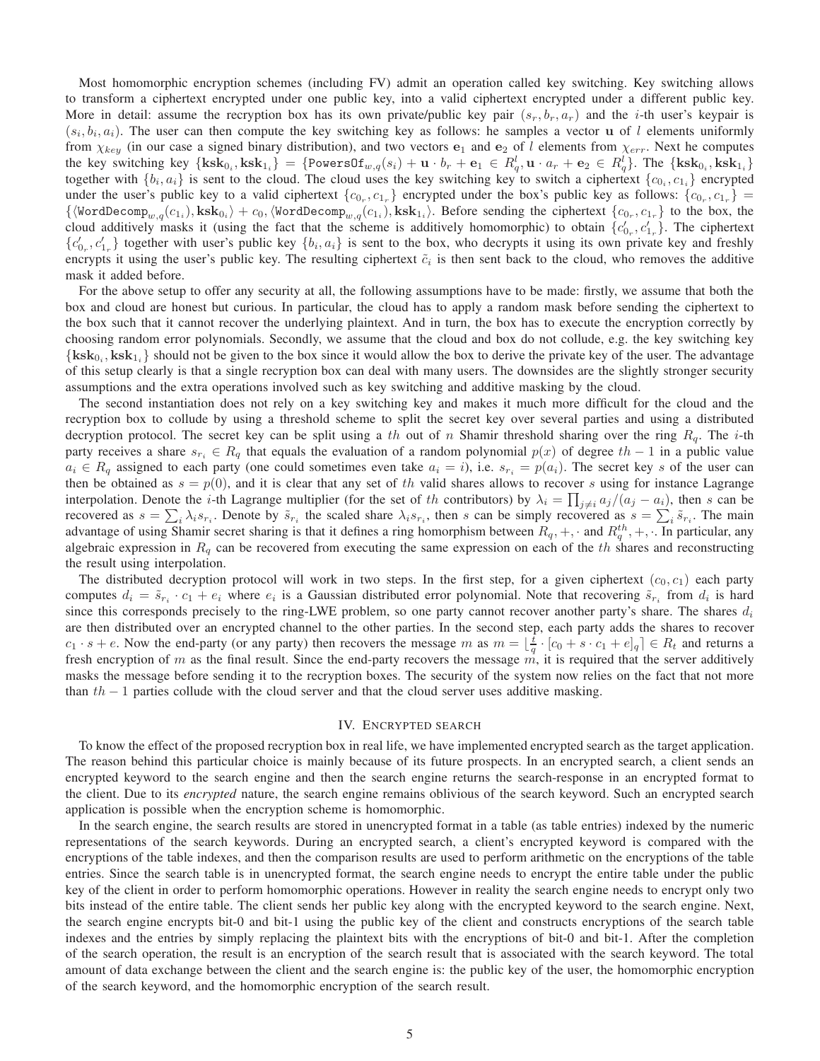Most homomorphic encryption schemes (including FV) admit an operation called key switching. Key switching allows to transform a ciphertext encrypted under one public key, into a valid ciphertext encrypted under a different public key. More in detail: assume the recryption box has its own private/public key pair $(s_r, b_r, a_r)$ and the $i$-th user's keypair is $(s_i, b_i, a_i)$. The user can then compute the key switching key as follows: he samples a vector $\mathbf{u}$ of $l$ elements uniformly from $\chi_{key}$ (in our case a signed binary distribution), and two vectors $\mathbf{e}_1$ and $\mathbf{e}_2$ of $l$ elements from $\chi_{err}$. Next he computes the key switching key $\{\mathbf{ksk}_{0_i}, \mathbf{ksk}_{1_i}\} = \{\texttt{PowersOf}_{w,q}(s_i) + \mathbf{u} \cdot b_r + \mathbf{e}_1 \in R_q^l, \mathbf{u} \cdot a_r + \mathbf{e}_2 \in R_q^l\}$. The $\{\mathbf{ksk}_{0_i}, \mathbf{ksk}_{1_i}\}$ together with $\{b_i, a_i\}$ is sent to the cloud. The cloud uses the key switching key to switch a ciphertext $\{c_{0_i}, c_{1_i}\}$ encrypted under the user's public key to a valid ciphertext $\{c_{0_r}, c_{1_r}\}$ encrypted under the box's public key as follows: $\{c_{0_r}, c_{1_r}\} = \{\langle \texttt{WordDecomp}_{w,q}(c_{1_i}), \mathbf{ksk}_{0_i} \rangle + c_0, \langle \texttt{WordDecomp}_{w,q}(c_{1_i}), \mathbf{ksk}_{1_i} \rangle$. Before sending the ciphertext $\{c_{0_r}, c_{1_r}\}$ to the box, the cloud additively masks it (using the fact that the scheme is additively homomorphic) to obtain $\{c'_{0_r}, c'_{1_r}\}$. The ciphertext $\{c'_{0_r}, c'_{1_r}\}$ together with user's public key $\{b_i, a_i\}$ is sent to the box, who decrypts it using its own private key and freshly encrypts it using the user's public key. The resulting ciphertext $\tilde{c}_i$ is then sent back to the cloud, who removes the additive mask it added before.

For the above setup to offer any security at all, the following assumptions have to be made: firstly, we assume that both the box and cloud are honest but curious. In particular, the cloud has to apply a random mask before sending the ciphertext to the box such that it cannot recover the underlying plaintext. And in turn, the box has to execute the encryption correctly by choosing random error polynomials. Secondly, we assume that the cloud and box do not collude, e.g. the key switching key $\{\mathbf{ksk}_{0_i}, \mathbf{ksk}_{1_i}\}$ should not be given to the box since it would allow the box to derive the private key of the user. The advantage of this setup clearly is that a single recryption box can deal with many users. The downsides are the slightly stronger security assumptions and the extra operations involved such as key switching and additive masking by the cloud.

The second instantiation does not rely on a key switching key and makes it much more difficult for the cloud and the recryption box to collude by using a threshold scheme to split the secret key over several parties and using a distributed decryption protocol. The secret key can be split using a $th$ out of $n$ Shamir threshold sharing over the ring $R_q$. The $i$-th party receives a share $s_{r_i} \in R_q$ that equals the evaluation of a random polynomial $p(x)$ of degree $th - 1$ in a public value $a_i \in R_q$ assigned to each party (one could sometimes even take $a_i = i$), i.e. $s_{r_i} = p(a_i)$. The secret key $s$ of the user can then be obtained as $s = p(0)$, and it is clear that any set of $th$ valid shares allows to recover $s$ using for instance Lagrange interpolation. Denote the $i$-th Lagrange multiplier (for the set of $th$ contributors) by $\lambda_i = \prod_{j \neq i} a_j/(a_j - a_i)$, then $s$ can be recovered as $s = \sum_i \lambda_i s_{r_i}$. Denote by $\tilde{s}_{r_i}$ the scaled share $\lambda_i s_{r_i}$, then $s$ can be simply recovered as $s = \sum_i \tilde{s}_{r_i}$. The main advantage of using Shamir secret sharing is that it defines a ring homorphism between $R_q, +, \cdot$ and $R_q^{th}, +, \cdot$. In particular, any algebraic expression in $R_q$ can be recovered from executing the same expression on each of the $th$ shares and reconstructing the result using interpolation.

The distributed decryption protocol will work in two steps. In the first step, for a given ciphertext $(c_0, c_1)$ each party computes $d_i = \tilde{s}_{r_i} \cdot c_1 + e_i$ where $e_i$ is a Gaussian distributed error polynomial. Note that recovering $\tilde{s}_{r_i}$ from $d_i$ is hard since this corresponds precisely to the ring-LWE problem, so one party cannot recover another party's share. The shares $d_i$ are then distributed over an encrypted channel to the other parties. In the second step, each party adds the shares to recover $c_1 \cdot s + e$. Now the end-party (or any party) then recovers the message $m$ as $m = \lfloor \frac{t}{q} \cdot [c_0 + s \cdot c_1 + e]_q \rceil \in R_t$ and returns a fresh encryption of $m$ as the final result. Since the end-party recovers the message $m$, it is required that the server additively masks the message before sending it to the recryption boxes. The security of the system now relies on the fact that not more than $th - 1$ parties collude with the cloud server and that the cloud server uses additive masking.

## IV. Encrypted search

To know the effect of the proposed recryption box in real life, we have implemented encrypted search as the target application. The reason behind this particular choice is mainly because of its future prospects. In an encrypted search, a client sends an encrypted keyword to the search engine and then the search engine returns the search-response in an encrypted format to the client. Due to its *encrypted* nature, the search engine remains oblivious of the search keyword. Such an encrypted search application is possible when the encryption scheme is homomorphic.

In the search engine, the search results are stored in unencrypted format in a table (as table entries) indexed by the numeric representations of the search keywords. During an encrypted search, a client's encrypted keyword is compared with the encryptions of the table indexes, and then the comparison results are used to perform arithmetic on the encryptions of the table entries. Since the search table is in unencrypted format, the search engine needs to encrypt the entire table under the public key of the client in order to perform homomorphic operations. However in reality the search engine needs to encrypt only two bits instead of the entire table. The client sends her public key along with the encrypted keyword to the search engine. Next, the search engine encrypts bit-0 and bit-1 using the public key of the client and constructs encryptions of the search table indexes and the entries by simply replacing the plaintext bits with the encryptions of bit-0 and bit-1. After the completion of the search operation, the result is an encryption of the search result that is associated with the search keyword. The total amount of data exchange between the client and the search engine is: the public key of the user, the homomorphic encryption of the search keyword, and the homomorphic encryption of the search result.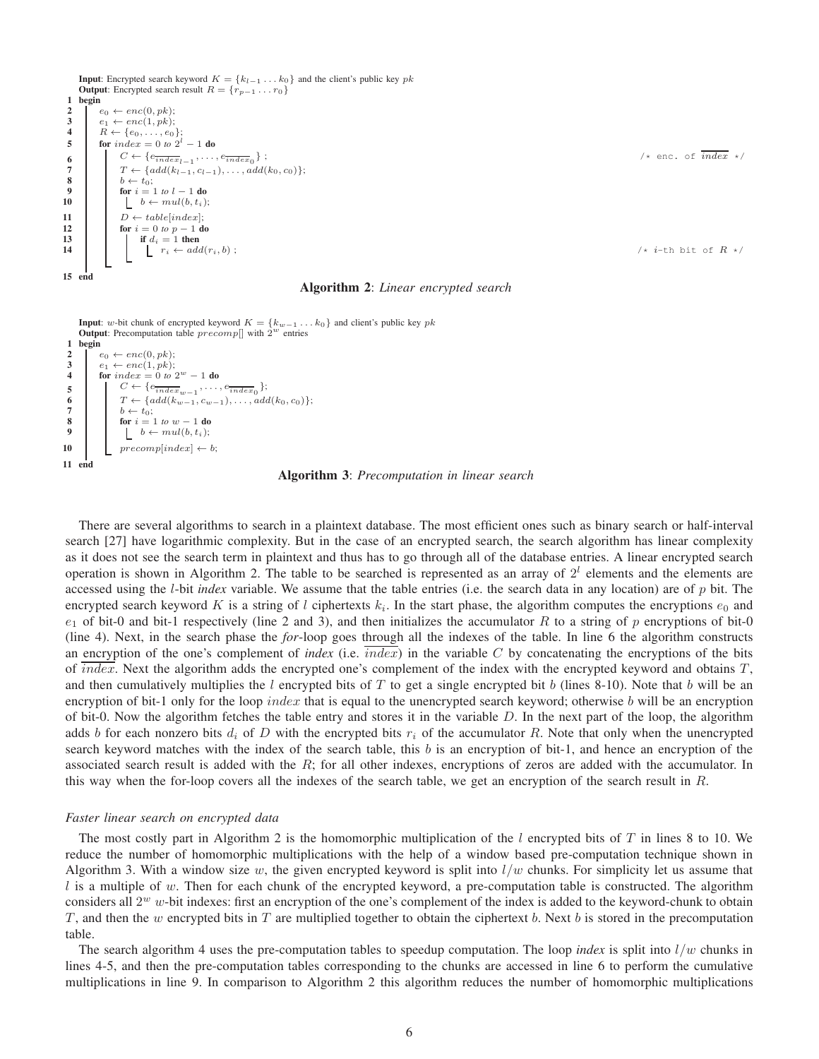```
Input: Encrypted search keyword K = {k_{l-1} ... k_0} and the client's public key pk
Output: Encrypted search result R = {r_{p-1} ... r_0}
1  begin
2      e_0 ← enc(0, pk);
3      e_1 ← enc(1, pk);
4      R ← {e_0, ..., e_0};
5      for index = 0 to 2^l − 1 do
6          C ← {e_{~index_{l-1}}, ..., e_{~index_0}} ;          /* enc. of ~index */
7          T ← {add(k_{l-1}, c_{l-1}), ..., add(k_0, c_0)};
8          b ← t_0;
9          for i = 1 to l − 1 do
10             b ← mul(b, t_i);
11         D ← table[index];
12         for i = 0 to p − 1 do
13             if d_i = 1 then
14                 r_i ← add(r_i, b) ;                              /* i-th bit of R */
15 end
```

**Algorithm 2**: *Linear encrypted search*

```
Input: w-bit chunk of encrypted keyword K = {k_{w-1} ... k_0} and client's public key pk
Output: Precomputation table precomp[] with 2^w entries
1  begin
2      e_0 ← enc(0, pk);
3      e_1 ← enc(1, pk);
4      for index = 0 to 2^w − 1 do
5          C ← {e_{~index_{w-1}}, ..., e_{~index_0}};
6          T ← {add(k_{w-1}, c_{w-1}), ..., add(k_0, c_0)};
7          b ← t_0;
8          for i = 1 to w − 1 do
9              b ← mul(b, t_i);
10         precomp[index] ← b;
11 end
```

**Algorithm 3**: *Precomputation in linear search*

There are several algorithms to search in a plaintext database. The most efficient ones such as binary search or half-interval search [27] have logarithmic complexity. But in the case of an encrypted search, the search algorithm has linear complexity as it does not see the search term in plaintext and thus has to go through all of the database entries. A linear encrypted search operation is shown in Algorithm 2. The table to be searched is represented as an array of $2^l$ elements and the elements are accessed using the $l$-bit *index* variable. We assume that the table entries (i.e. the search data in any location) are of $p$ bit. The encrypted search keyword $K$ is a string of $l$ ciphertexts $k_i$. In the start phase, the algorithm computes the encryptions $e_0$ and $e_1$ of bit-0 and bit-1 respectively (line 2 and 3), and then initializes the accumulator $R$ to a string of $p$ encryptions of bit-0 (line 4). Next, in the search phase the *for*-loop goes through all the indexes of the table. In line 6 the algorithm constructs an encryption of the one's complement of *index* (i.e. $\overline{index}$) in the variable $C$ by concatenating the encryptions of the bits of $\overline{index}$. Next the algorithm adds the encrypted one's complement of the index with the encrypted keyword and obtains $T$, and then cumulatively multiplies the $l$ encrypted bits of $T$ to get a single encrypted bit $b$ (lines 8-10). Note that $b$ will be an encryption of bit-1 only for the loop $index$ that is equal to the unencrypted search keyword; otherwise $b$ will be an encryption of bit-0. Now the algorithm fetches the table entry and stores it in the variable $D$. In the next part of the loop, the algorithm adds $b$ for each nonzero bits $d_i$ of $D$ with the encrypted bits $r_i$ of the accumulator $R$. Note that only when the unencrypted search keyword matches with the index of the search table, this $b$ is an encryption of bit-1, and hence an encryption of the associated search result is added with the $R$; for all other indexes, encryptions of zeros are added with the accumulator. In this way when the for-loop covers all the indexes of the search table, we get an encryption of the search result in $R$.

*Faster linear search on encrypted data*

The most costly part in Algorithm 2 is the homomorphic multiplication of the $l$ encrypted bits of $T$ in lines 8 to 10. We reduce the number of homomorphic multiplications with the help of a window based pre-computation technique shown in Algorithm 3. With a window size $w$, the given encrypted keyword is split into $l/w$ chunks. For simplicity let us assume that $l$ is a multiple of $w$. Then for each chunk of the encrypted keyword, a pre-computation table is constructed. The algorithm considers all $2^w$ $w$-bit indexes: first an encryption of the one's complement of the index is added to the keyword-chunk to obtain $T$, and then the $w$ encrypted bits in $T$ are multiplied together to obtain the ciphertext $b$. Next $b$ is stored in the precomputation table.

The search algorithm 4 uses the pre-computation tables to speedup computation. The loop *index* is split into $l/w$ chunks in lines 4-5, and then the pre-computation tables corresponding to the chunks are accessed in line 6 to perform the cumulative multiplications in line 9. In comparison to Algorithm 2 this algorithm reduces the number of homomorphic multiplications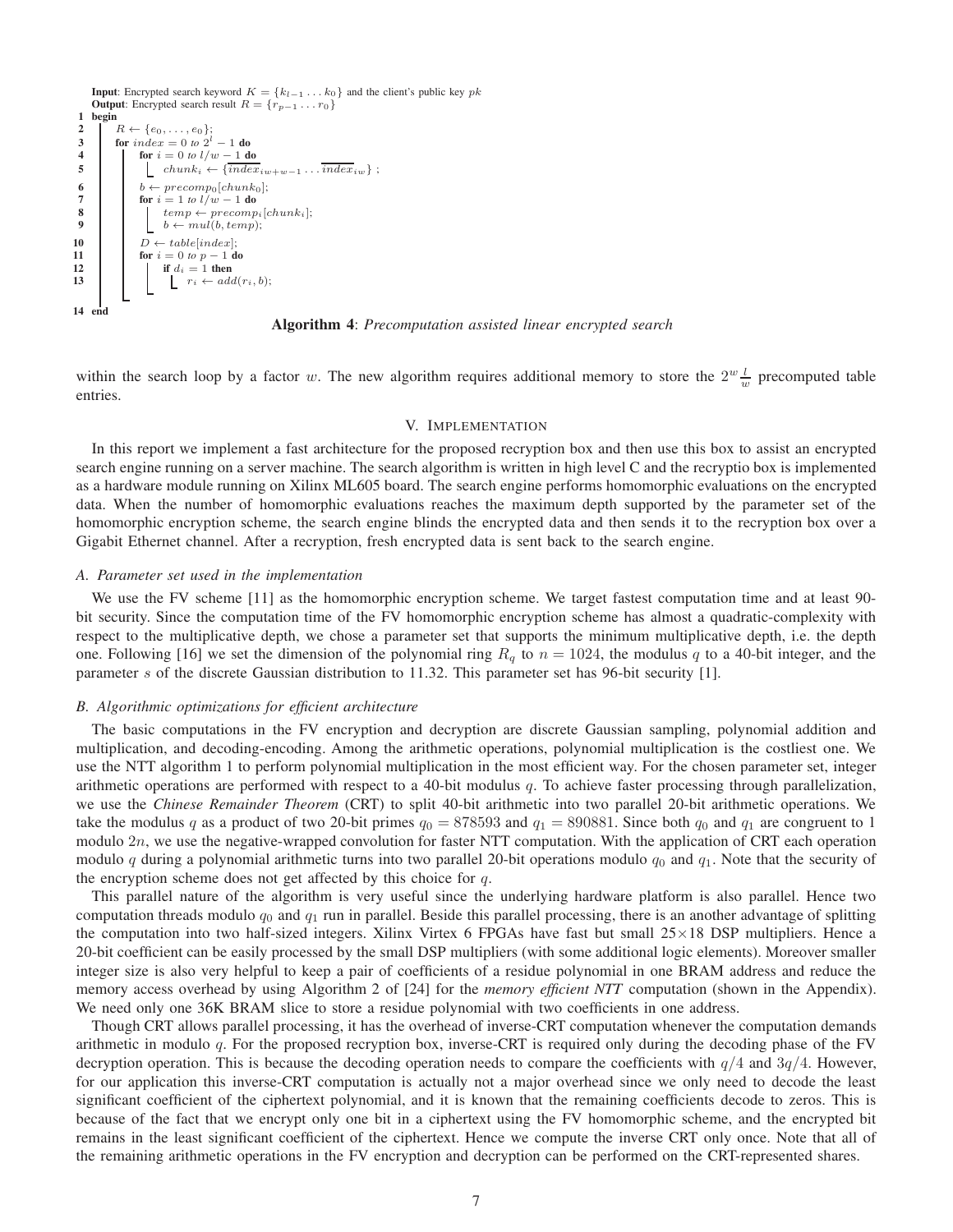```
    Input: Encrypted search keyword K = {k_{l-1} ... k_0} and the client's public key pk
    Output: Encrypted search result R = {r_{p-1} ... r_0}
 1  begin
 2      R ← {e_0, ..., e_0};
 3      for index = 0 to 2^l − 1 do
 4          for i = 0 to l/w − 1 do
 5              chunk_i ← {overline(index)_{iw+w−1} ... overline(index)_{iw}} ;
 6          b ← precomp_0[chunk_0];
 7          for i = 1 to l/w − 1 do
 8              temp ← precomp_i[chunk_i];
 9              b ← mul(b, temp);
10          D ← table[index];
11          for i = 0 to p − 1 do
12              if d_i = 1 then
13                  r_i ← add(r_i, b);
14  end
```

**Algorithm 4**: *Precomputation assisted linear encrypted search*

within the search loop by a factor $w$. The new algorithm requires additional memory to store the $2^w \frac{l}{w}$ precomputed table entries.

## V. Implementation

In this report we implement a fast architecture for the proposed recryption box and then use this box to assist an encrypted search engine running on a server machine. The search algorithm is written in high level C and the recryptio box is implemented as a hardware module running on Xilinx ML605 board. The search engine performs homomorphic evaluations on the encrypted data. When the number of homomorphic evaluations reaches the maximum depth supported by the parameter set of the homomorphic encryption scheme, the search engine blinds the encrypted data and then sends it to the recryption box over a Gigabit Ethernet channel. After a recryption, fresh encrypted data is sent back to the search engine.

### A. Parameter set used in the implementation

We use the FV scheme [11] as the homomorphic encryption scheme. We target fastest computation time and at least 90-bit security. Since the computation time of the FV homomorphic encryption scheme has almost a quadratic-complexity with respect to the multiplicative depth, we chose a parameter set that supports the minimum multiplicative depth, i.e. the depth one. Following [16] we set the dimension of the polynomial ring $R_q$ to $n = 1024$, the modulus $q$ to a 40-bit integer, and the parameter $s$ of the discrete Gaussian distribution to 11.32. This parameter set has 96-bit security [1].

### B. Algorithmic optimizations for efficient architecture

The basic computations in the FV encryption and decryption are discrete Gaussian sampling, polynomial addition and multiplication, and decoding-encoding. Among the arithmetic operations, polynomial multiplication is the costliest one. We use the NTT algorithm 1 to perform polynomial multiplication in the most efficient way. For the chosen parameter set, integer arithmetic operations are performed with respect to a 40-bit modulus $q$. To achieve faster processing through parallelization, we use the *Chinese Remainder Theorem* (CRT) to split 40-bit arithmetic into two parallel 20-bit arithmetic operations. We take the modulus $q$ as a product of two 20-bit primes $q_0 = 878593$ and $q_1 = 890881$. Since both $q_0$ and $q_1$ are congruent to 1 modulo $2n$, we use the negative-wrapped convolution for faster NTT computation. With the application of CRT each operation modulo $q$ during a polynomial arithmetic turns into two parallel 20-bit operations modulo $q_0$ and $q_1$. Note that the security of the encryption scheme does not get affected by this choice for $q$.

This parallel nature of the algorithm is very useful since the underlying hardware platform is also parallel. Hence two computation threads modulo $q_0$ and $q_1$ run in parallel. Beside this parallel processing, there is an another advantage of splitting the computation into two half-sized integers. Xilinx Virtex 6 FPGAs have fast but small $25\times18$ DSP multipliers. Hence a 20-bit coefficient can be easily processed by the small DSP multipliers (with some additional logic elements). Moreover smaller integer size is also very helpful to keep a pair of coefficients of a residue polynomial in one BRAM address and reduce the memory access overhead by using Algorithm 2 of [24] for the *memory efficient NTT* computation (shown in the Appendix). We need only one 36K BRAM slice to store a residue polynomial with two coefficients in one address.

Though CRT allows parallel processing, it has the overhead of inverse-CRT computation whenever the computation demands arithmetic in modulo $q$. For the proposed recryption box, inverse-CRT is required only during the decoding phase of the FV decryption operation. This is because the decoding operation needs to compare the coefficients with $q/4$ and $3q/4$. However, for our application this inverse-CRT computation is actually not a major overhead since we only need to decode the least significant coefficient of the ciphertext polynomial, and it is known that the remaining coefficients decode to zeros. This is because of the fact that we encrypt only one bit in a ciphertext using the FV homomorphic scheme, and the encrypted bit remains in the least significant coefficient of the ciphertext. Hence we compute the inverse CRT only once. Note that all of the remaining arithmetic operations in the FV encryption and decryption can be performed on the CRT-represented shares.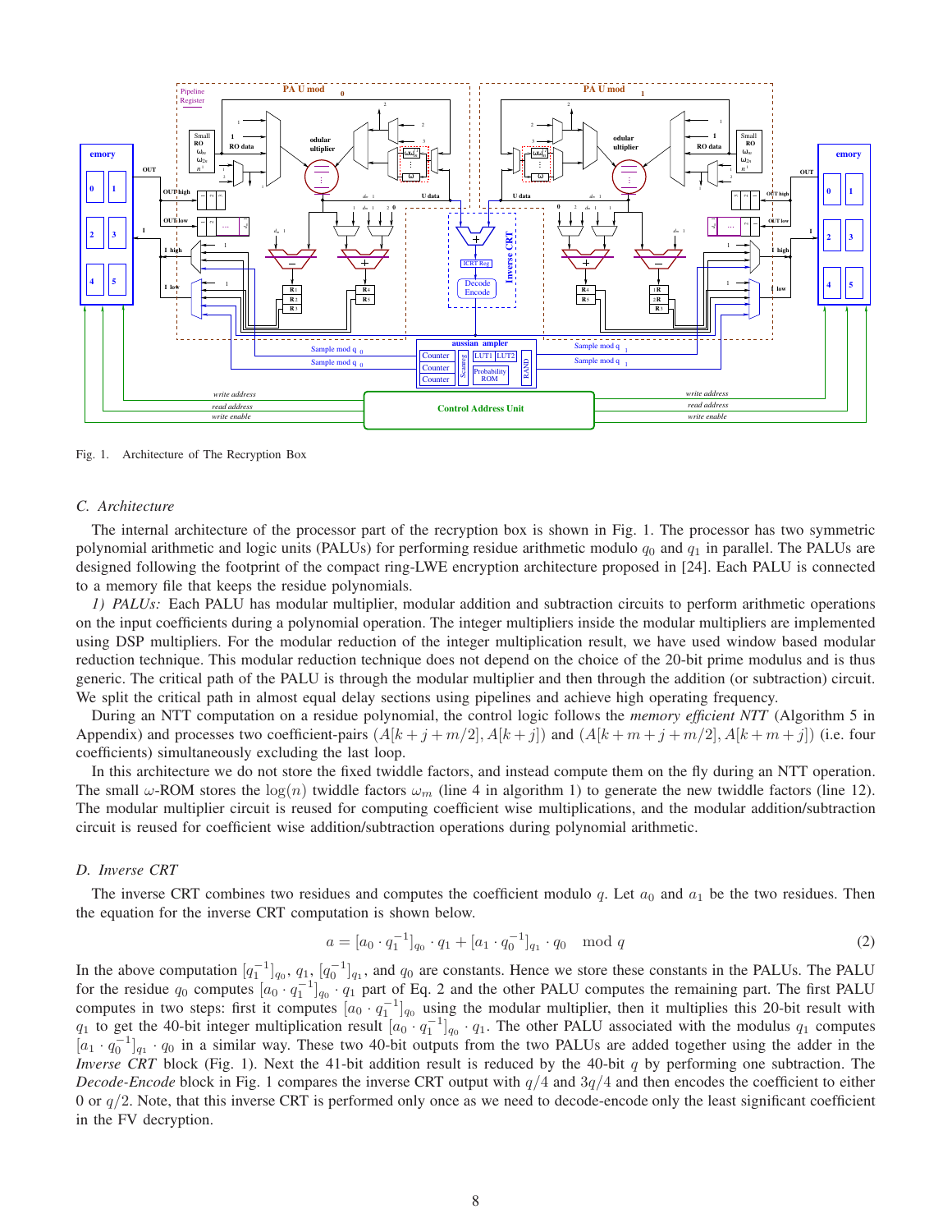Fig. 1. Architecture of The Recryption Box

### C. Architecture

The internal architecture of the processor part of the recryption box is shown in Fig. 1. The processor has two symmetric polynomial arithmetic and logic units (PALUs) for performing residue arithmetic modulo $q_0$ and $q_1$ in parallel. The PALUs are designed following the footprint of the compact ring-LWE encryption architecture proposed in [24]. Each PALU is connected to a memory file that keeps the residue polynomials.

*1) PALUs:* Each PALU has modular multiplier, modular addition and subtraction circuits to perform arithmetic operations on the input coefficients during a polynomial operation. The integer multipliers inside the modular multipliers are implemented using DSP multipliers. For the modular reduction of the integer multiplication result, we have used window based modular reduction technique. This modular reduction technique does not depend on the choice of the 20-bit prime modulus and is thus generic. The critical path of the PALU is through the modular multiplier and then through the addition (or subtraction) circuit. We split the critical path in almost equal delay sections using pipelines and achieve high operating frequency.

During an NTT computation on a residue polynomial, the control logic follows the *memory efficient NTT* (Algorithm 5 in Appendix) and processes two coefficient-pairs $(A[k+j+m/2], A[k+j])$ and $(A[k+m+j+m/2], A[k+m+j])$ (i.e. four coefficients) simultaneously excluding the last loop.

In this architecture we do not store the fixed twiddle factors, and instead compute them on the fly during an NTT operation. The small $\omega$-ROM stores the $\log(n)$ twiddle factors $\omega_m$ (line 4 in algorithm 1) to generate the new twiddle factors (line 12). The modular multiplier circuit is reused for computing coefficient wise multiplications, and the modular addition/subtraction circuit is reused for coefficient wise addition/subtraction operations during polynomial arithmetic.

### D. Inverse CRT

The inverse CRT combines two residues and computes the coefficient modulo $q$. Let $a_0$ and $a_1$ be the two residues. Then the equation for the inverse CRT computation is shown below.

$$a = [a_0 \cdot q_1^{-1}]_{q_0} \cdot q_1 + [a_1 \cdot q_0^{-1}]_{q_1} \cdot q_0 \mod q \tag{2}$$

In the above computation $[q_1^{-1}]_{q_0}$, $q_1$, $[q_0^{-1}]_{q_1}$, and $q_0$ are constants. Hence we store these constants in the PALUs. The PALU for the residue $q_0$ computes $[a_0 \cdot q_1^{-1}]_{q_0} \cdot q_1$ part of Eq. 2 and the other PALU computes the remaining part. The first PALU computes in two steps: first it computes $[a_0 \cdot q_1^{-1}]_{q_0}$ using the modular multiplier, then it multiplies this 20-bit result with $q_1$ to get the 40-bit integer multiplication result $[a_0 \cdot q_1^{-1}]_{q_0} \cdot q_1$. The other PALU associated with the modulus $q_1$ computes $[a_1 \cdot q_0^{-1}]_{q_1} \cdot q_0$ in a similar way. These two 40-bit outputs from the two PALUs are added together using the adder in the *Inverse CRT* block (Fig. 1). Next the 41-bit addition result is reduced by the 40-bit $q$ by performing one subtraction. The *Decode-Encode* block in Fig. 1 compares the inverse CRT output with $q/4$ and $3q/4$ and then encodes the coefficient to either 0 or $q/2$. Note, that this inverse CRT is performed only once as we need to decode-encode only the least significant coefficient in the FV decryption.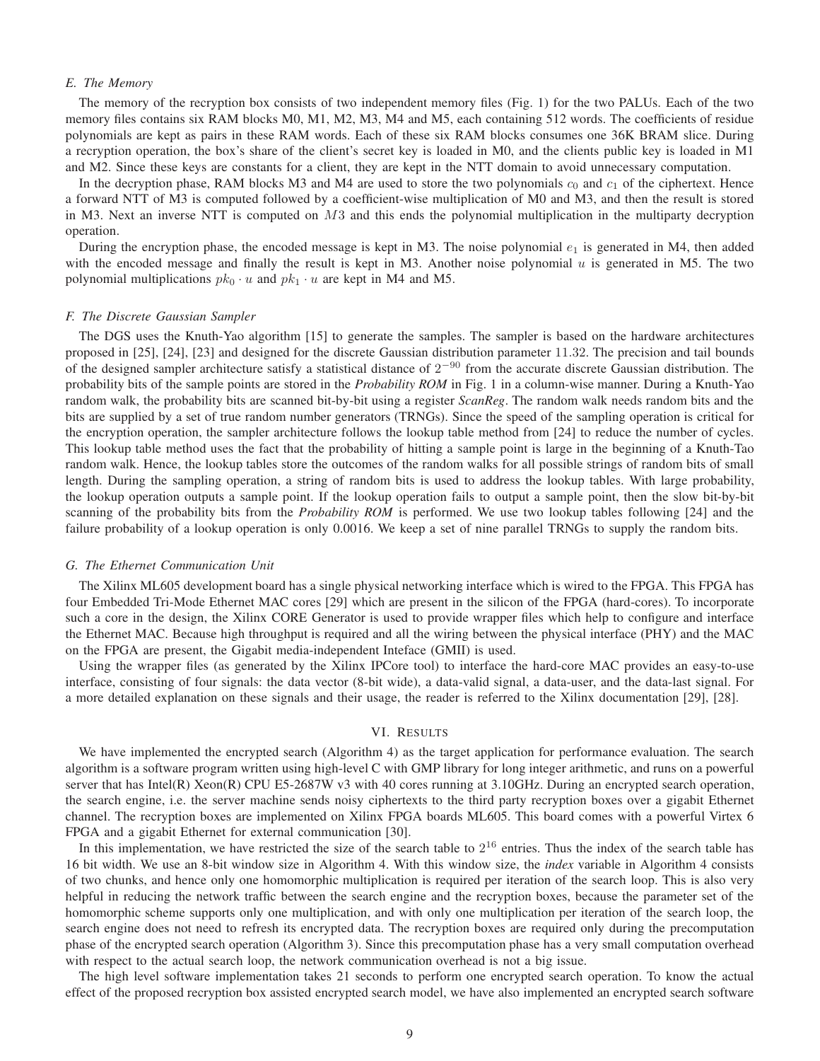### E. The Memory

The memory of the recryption box consists of two independent memory files (Fig. 1) for the two PALUs. Each of the two memory files contains six RAM blocks M0, M1, M2, M3, M4 and M5, each containing 512 words. The coefficients of residue polynomials are kept as pairs in these RAM words. Each of these six RAM blocks consumes one 36K BRAM slice. During a recryption operation, the box's share of the client's secret key is loaded in M0, and the clients public key is loaded in M1 and M2. Since these keys are constants for a client, they are kept in the NTT domain to avoid unnecessary computation.

In the decryption phase, RAM blocks M3 and M4 are used to store the two polynomials $c_0$ and $c_1$ of the ciphertext. Hence a forward NTT of M3 is computed followed by a coefficient-wise multiplication of M0 and M3, and then the result is stored in M3. Next an inverse NTT is computed on $M3$ and this ends the polynomial multiplication in the multiparty decryption operation.

During the encryption phase, the encoded message is kept in M3. The noise polynomial $e_1$ is generated in M4, then added with the encoded message and finally the result is kept in M3. Another noise polynomial $u$ is generated in M5. The two polynomial multiplications $pk_0 \cdot u$ and $pk_1 \cdot u$ are kept in M4 and M5.

### F. The Discrete Gaussian Sampler

The DGS uses the Knuth-Yao algorithm [15] to generate the samples. The sampler is based on the hardware architectures proposed in [25], [24], [23] and designed for the discrete Gaussian distribution parameter 11.32. The precision and tail bounds of the designed sampler architecture satisfy a statistical distance of $2^{-90}$ from the accurate discrete Gaussian distribution. The probability bits of the sample points are stored in the ***Probability ROM*** in Fig. 1 in a column-wise manner. During a Knuth-Yao random walk, the probability bits are scanned bit-by-bit using a register ***ScanReg***. The random walk needs random bits and the bits are supplied by a set of true random number generators (TRNGs). Since the speed of the sampling operation is critical for the encryption operation, the sampler architecture follows the lookup table method from [24] to reduce the number of cycles. This lookup table method uses the fact that the probability of hitting a sample point is large in the beginning of a Knuth-Tao random walk. Hence, the lookup tables store the outcomes of the random walks for all possible strings of random bits of small length. During the sampling operation, a string of random bits is used to address the lookup tables. With large probability, the lookup operation outputs a sample point. If the lookup operation fails to output a sample point, then the slow bit-by-bit scanning of the probability bits from the ***Probability ROM*** is performed. We use two lookup tables following [24] and the failure probability of a lookup operation is only 0.0016. We keep a set of nine parallel TRNGs to supply the random bits.

### G. The Ethernet Communication Unit

The Xilinx ML605 development board has a single physical networking interface which is wired to the FPGA. This FPGA has four Embedded Tri-Mode Ethernet MAC cores [29] which are present in the silicon of the FPGA (hard-cores). To incorporate such a core in the design, the Xilinx CORE Generator is used to provide wrapper files which help to configure and interface the Ethernet MAC. Because high throughput is required and all the wiring between the physical interface (PHY) and the MAC on the FPGA are present, the Gigabit media-independent Inteface (GMII) is used.

Using the wrapper files (as generated by the Xilinx IPCore tool) to interface the hard-core MAC provides an easy-to-use interface, consisting of four signals: the data vector (8-bit wide), a data-valid signal, a data-user, and the data-last signal. For a more detailed explanation on these signals and their usage, the reader is referred to the Xilinx documentation [29], [28].

## VI. Results

We have implemented the encrypted search (Algorithm 4) as the target application for performance evaluation. The search algorithm is a software program written using high-level C with GMP library for long integer arithmetic, and runs on a powerful server that has Intel(R) Xeon(R) CPU E5-2687W v3 with 40 cores running at 3.10GHz. During an encrypted search operation, the search engine, i.e. the server machine sends noisy ciphertexts to the third party recryption boxes over a gigabit Ethernet channel. The recryption boxes are implemented on Xilinx FPGA boards ML605. This board comes with a powerful Virtex 6 FPGA and a gigabit Ethernet for external communication [30].

In this implementation, we have restricted the size of the search table to $2^{16}$ entries. Thus the index of the search table has 16 bit width. We use an 8-bit window size in Algorithm 4. With this window size, the *index* variable in Algorithm 4 consists of two chunks, and hence only one homomorphic multiplication is required per iteration of the search loop. This is also very helpful in reducing the network traffic between the search engine and the recryption boxes, because the parameter set of the homomorphic scheme supports only one multiplication, and with only one multiplication per iteration of the search loop, the search engine does not need to refresh its encrypted data. The recryption boxes are required only during the precomputation phase of the encrypted search operation (Algorithm 3). Since this precomputation phase has a very small computation overhead with respect to the actual search loop, the network communication overhead is not a big issue.

The high level software implementation takes 21 seconds to perform one encrypted search operation. To know the actual effect of the proposed recryption box assisted encrypted search model, we have also implemented an encrypted search software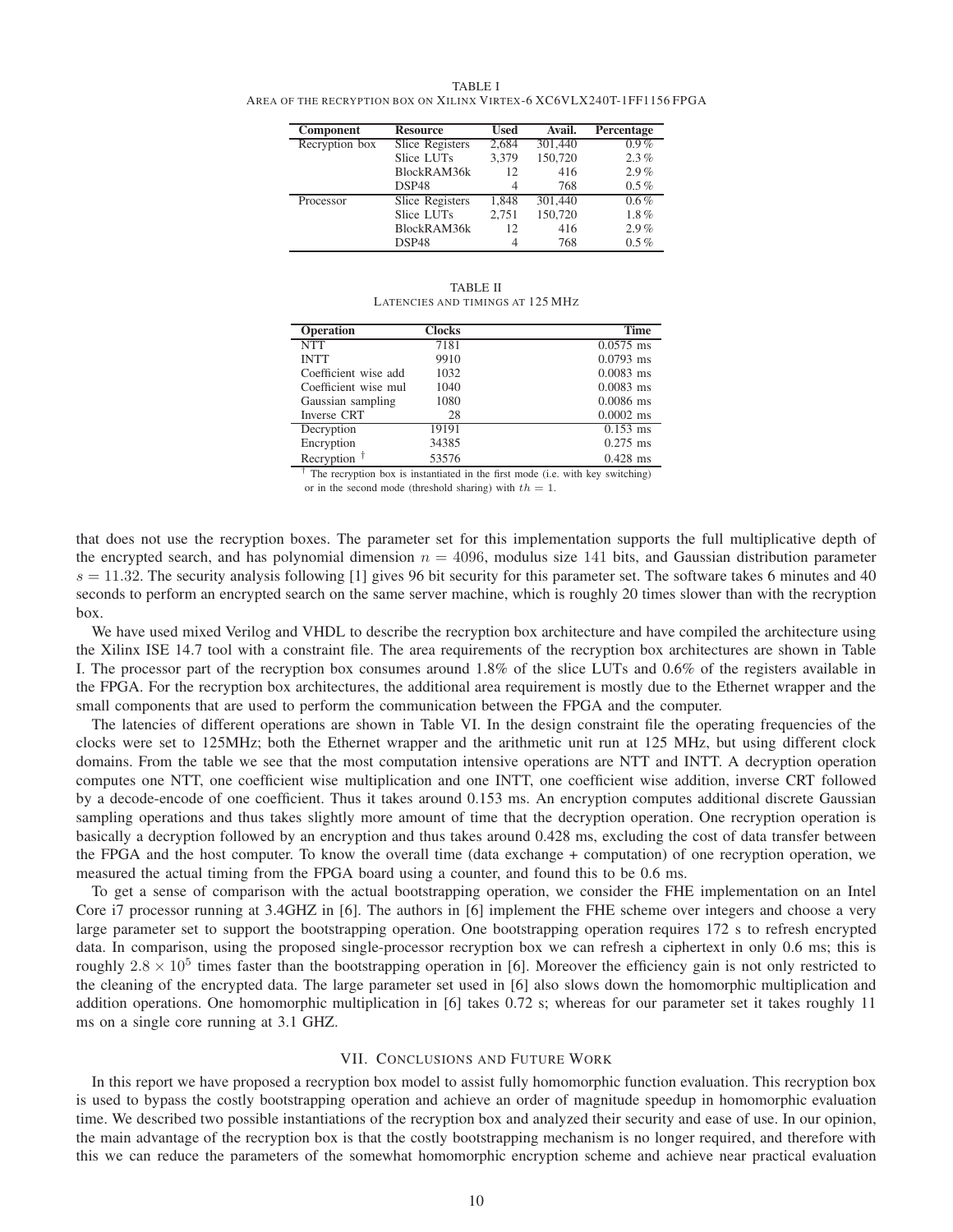TABLE I
AREA OF THE RECRYPTION BOX ON XILINX VIRTEX-6 XC6VLX240T-1FF1156 FPGA

| Component | Resource | Used | Avail. | Percentage |
|---|---|---|---|---|
| Recryption box | Slice Registers | 2,684 | 301,440 | 0.9 % |
| | Slice LUTs | 3,379 | 150,720 | 2.3 % |
| | BlockRAM36k | 12 | 416 | 2.9 % |
| | DSP48 | 4 | 768 | 0.5 % |
| Processor | Slice Registers | 1,848 | 301,440 | 0.6 % |
| | Slice LUTs | 2,751 | 150,720 | 1.8 % |
| | BlockRAM36k | 12 | 416 | 2.9 % |
| | DSP48 | 4 | 768 | 0.5 % |

TABLE II
LATENCIES AND TIMINGS AT 125 MHZ

| Operation | Clocks | Time |
|---|---|---|
| NTT | 7181 | 0.0575 ms |
| INTT | 9910 | 0.0793 ms |
| Coefficient wise add | 1032 | 0.0083 ms |
| Coefficient wise mul | 1040 | 0.0083 ms |
| Gaussian sampling | 1080 | 0.0086 ms |
| Inverse CRT | 28 | 0.0002 ms |
| Decryption | 19191 | 0.153 ms |
| Encryption | 34385 | 0.275 ms |
| Recryption † | 53576 | 0.428 ms |

† The recryption box is instantiated in the first mode (i.e. with key switching) or in the second mode (threshold sharing) with $th = 1$.

that does not use the recryption boxes. The parameter set for this implementation supports the full multiplicative depth of the encrypted search, and has polynomial dimension $n = 4096$, modulus size 141 bits, and Gaussian distribution parameter $s = 11.32$. The security analysis following [1] gives 96 bit security for this parameter set. The software takes 6 minutes and 40 seconds to perform an encrypted search on the same server machine, which is roughly 20 times slower than with the recryption box.

We have used mixed Verilog and VHDL to describe the recryption box architecture and have compiled the architecture using the Xilinx ISE 14.7 tool with a constraint file. The area requirements of the recryption box architectures are shown in Table I. The processor part of the recryption box consumes around 1.8% of the slice LUTs and 0.6% of the registers available in the FPGA. For the recryption box architectures, the additional area requirement is mostly due to the Ethernet wrapper and the small components that are used to perform the communication between the FPGA and the computer.

The latencies of different operations are shown in Table VI. In the design constraint file the operating frequencies of the clocks were set to 125MHz; both the Ethernet wrapper and the arithmetic unit run at 125 MHz, but using different clock domains. From the table we see that the most computation intensive operations are NTT and INTT. A decryption operation computes one NTT, one coefficient wise multiplication and one INTT, one coefficient wise addition, inverse CRT followed by a decode-encode of one coefficient. Thus it takes around 0.153 ms. An encryption computes additional discrete Gaussian sampling operations and thus takes slightly more amount of time that the decryption operation. One recryption operation is basically a decryption followed by an encryption and thus takes around 0.428 ms, excluding the cost of data transfer between the FPGA and the host computer. To know the overall time (data exchange + computation) of one recryption operation, we measured the actual timing from the FPGA board using a counter, and found this to be 0.6 ms.

To get a sense of comparison with the actual bootstrapping operation, we consider the FHE implementation on an Intel Core i7 processor running at 3.4GHZ in [6]. The authors in [6] implement the FHE scheme over integers and choose a very large parameter set to support the bootstrapping operation. One bootstrapping operation requires 172 s to refresh encrypted data. In comparison, using the proposed single-processor recryption box we can refresh a ciphertext in only 0.6 ms; this is roughly $2.8 \times 10^5$ times faster than the bootstrapping operation in [6]. Moreover the efficiency gain is not only restricted to the cleaning of the encrypted data. The large parameter set used in [6] also slows down the homomorphic multiplication and addition operations. One homomorphic multiplication in [6] takes 0.72 s; whereas for our parameter set it takes roughly 11 ms on a single core running at 3.1 GHZ.

## VII. CONCLUSIONS AND FUTURE WORK

In this report we have proposed a recryption box model to assist fully homomorphic function evaluation. This recryption box is used to bypass the costly bootstrapping operation and achieve an order of magnitude speedup in homomorphic evaluation time. We described two possible instantiations of the recryption box and analyzed their security and ease of use. In our opinion, the main advantage of the recryption box is that the costly bootstrapping mechanism is no longer required, and therefore with this we can reduce the parameters of the somewhat homomorphic encryption scheme and achieve near practical evaluation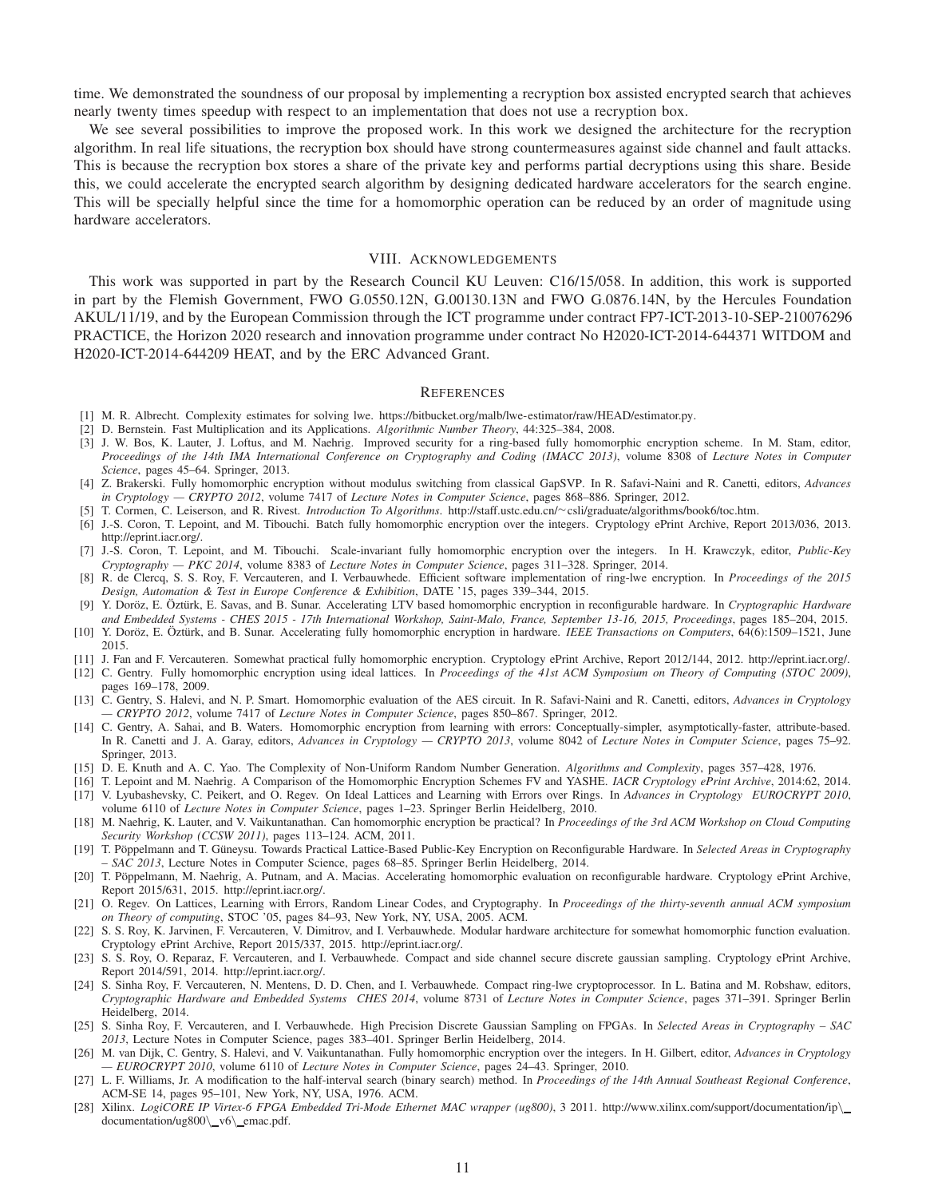time. We demonstrated the soundness of our proposal by implementing a recryption box assisted encrypted search that achieves nearly twenty times speedup with respect to an implementation that does not use a recryption box.

We see several possibilities to improve the proposed work. In this work we designed the architecture for the recryption algorithm. In real life situations, the recryption box should have strong countermeasures against side channel and fault attacks. This is because the recryption box stores a share of the private key and performs partial decryptions using this share. Beside this, we could accelerate the encrypted search algorithm by designing dedicated hardware accelerators for the search engine. This will be specially helpful since the time for a homomorphic operation can be reduced by an order of magnitude using hardware accelerators.

## VIII. Acknowledgements

This work was supported in part by the Research Council KU Leuven: C16/15/058. In addition, this work is supported in part by the Flemish Government, FWO G.0550.12N, G.00130.13N and FWO G.0876.14N, by the Hercules Foundation AKUL/11/19, and by the European Commission through the ICT programme under contract FP7-ICT-2013-10-SEP-210076296 PRACTICE, the Horizon 2020 research and innovation programme under contract No H2020-ICT-2014-644371 WITDOM and H2020-ICT-2014-644209 HEAT, and by the ERC Advanced Grant.

## References

[1] M. R. Albrecht. Complexity estimates for solving lwe. https://bitbucket.org/malb/lwe-estimator/raw/HEAD/estimator.py.

[2] D. Bernstein. Fast Multiplication and its Applications. *Algorithmic Number Theory*, 44:325–384, 2008.

[3] J. W. Bos, K. Lauter, J. Loftus, and M. Naehrig. Improved security for a ring-based fully homomorphic encryption scheme. In M. Stam, editor, *Proceedings of the 14th IMA International Conference on Cryptography and Coding (IMACC 2013)*, volume 8308 of *Lecture Notes in Computer Science*, pages 45–64. Springer, 2013.

[4] Z. Brakerski. Fully homomorphic encryption without modulus switching from classical GapSVP. In R. Safavi-Naini and R. Canetti, editors, *Advances in Cryptology — CRYPTO 2012*, volume 7417 of *Lecture Notes in Computer Science*, pages 868–886. Springer, 2012.

[5] T. Cormen, C. Leiserson, and R. Rivest. *Introduction To Algorithms*. http://staff.ustc.edu.cn/~csli/graduate/algorithms/book6/toc.htm.

[6] J.-S. Coron, T. Lepoint, and M. Tibouchi. Batch fully homomorphic encryption over the integers. Cryptology ePrint Archive, Report 2013/036, 2013. http://eprint.iacr.org/.

[7] J.-S. Coron, T. Lepoint, and M. Tibouchi. Scale-invariant fully homomorphic encryption over the integers. In H. Krawczyk, editor, *Public-Key Cryptography — PKC 2014*, volume 8383 of *Lecture Notes in Computer Science*, pages 311–328. Springer, 2014.

[8] R. de Clercq, S. S. Roy, F. Vercauteren, and I. Verbauwhede. Efficient software implementation of ring-lwe encryption. In *Proceedings of the 2015 Design, Automation & Test in Europe Conference & Exhibition*, DATE '15, pages 339–344, 2015.

[9] Y. Doröz, E. Öztürk, E. Savas, and B. Sunar. Accelerating LTV based homomorphic encryption in reconfigurable hardware. In *Cryptographic Hardware and Embedded Systems - CHES 2015 - 17th International Workshop, Saint-Malo, France, September 13-16, 2015, Proceedings*, pages 185–204, 2015.

[10] Y. Doröz, E. Öztürk, and B. Sunar. Accelerating fully homomorphic encryption in hardware. *IEEE Transactions on Computers*, 64(6):1509–1521, June 2015.

[11] J. Fan and F. Vercauteren. Somewhat practical fully homomorphic encryption. Cryptology ePrint Archive, Report 2012/144, 2012. http://eprint.iacr.org/.

[12] C. Gentry. Fully homomorphic encryption using ideal lattices. In *Proceedings of the 41st ACM Symposium on Theory of Computing (STOC 2009)*, pages 169–178, 2009.

[13] C. Gentry, S. Halevi, and N. P. Smart. Homomorphic evaluation of the AES circuit. In R. Safavi-Naini and R. Canetti, editors, *Advances in Cryptology — CRYPTO 2012*, volume 7417 of *Lecture Notes in Computer Science*, pages 850–867. Springer, 2012.

[14] C. Gentry, A. Sahai, and B. Waters. Homomorphic encryption from learning with errors: Conceptually-simpler, asymptotically-faster, attribute-based. In R. Canetti and J. A. Garay, editors, *Advances in Cryptology — CRYPTO 2013*, volume 8042 of *Lecture Notes in Computer Science*, pages 75–92. Springer, 2013.

[15] D. E. Knuth and A. C. Yao. The Complexity of Non-Uniform Random Number Generation. *Algorithms and Complexity*, pages 357–428, 1976.

[16] T. Lepoint and M. Naehrig. A Comparison of the Homomorphic Encryption Schemes FV and YASHE. *IACR Cryptology ePrint Archive*, 2014:62, 2014.

[17] V. Lyubashevsky, C. Peikert, and O. Regev. On Ideal Lattices and Learning with Errors over Rings. In *Advances in Cryptology EUROCRYPT 2010*, volume 6110 of *Lecture Notes in Computer Science*, pages 1–23. Springer Berlin Heidelberg, 2010.

[18] M. Naehrig, K. Lauter, and V. Vaikuntanathan. Can homomorphic encryption be practical? In *Proceedings of the 3rd ACM Workshop on Cloud Computing Security Workshop (CCSW 2011)*, pages 113–124. ACM, 2011.

[19] T. Pöppelmann and T. Güneysu. Towards Practical Lattice-Based Public-Key Encryption on Reconfigurable Hardware. In *Selected Areas in Cryptography – SAC 2013*, Lecture Notes in Computer Science, pages 68–85. Springer Berlin Heidelberg, 2014.

[20] T. Pöppelmann, M. Naehrig, A. Putnam, and A. Macias. Accelerating homomorphic evaluation on reconfigurable hardware. Cryptology ePrint Archive, Report 2015/631, 2015. http://eprint.iacr.org/.

[21] O. Regev. On Lattices, Learning with Errors, Random Linear Codes, and Cryptography. In *Proceedings of the thirty-seventh annual ACM symposium on Theory of computing*, STOC '05, pages 84–93, New York, NY, USA, 2005. ACM.

[22] S. S. Roy, K. Jarvinen, F. Vercauteren, V. Dimitrov, and I. Verbauwhede. Modular hardware architecture for somewhat homomorphic function evaluation. Cryptology ePrint Archive, Report 2015/337, 2015. http://eprint.iacr.org/.

[23] S. S. Roy, O. Reparaz, F. Vercauteren, and I. Verbauwhede. Compact and side channel secure discrete gaussian sampling. Cryptology ePrint Archive, Report 2014/591, 2014. http://eprint.iacr.org/.

[24] S. Sinha Roy, F. Vercauteren, N. Mentens, D. D. Chen, and I. Verbauwhede. Compact ring-lwe cryptoprocessor. In L. Batina and M. Robshaw, editors, *Cryptographic Hardware and Embedded Systems CHES 2014*, volume 8731 of *Lecture Notes in Computer Science*, pages 371–391. Springer Berlin Heidelberg, 2014.

[25] S. Sinha Roy, F. Vercauteren, and I. Verbauwhede. High Precision Discrete Gaussian Sampling on FPGAs. In *Selected Areas in Cryptography – SAC 2013*, Lecture Notes in Computer Science, pages 383–401. Springer Berlin Heidelberg, 2014.

[26] M. van Dijk, C. Gentry, S. Halevi, and V. Vaikuntanathan. Fully homomorphic encryption over the integers. In H. Gilbert, editor, *Advances in Cryptology — EUROCRYPT 2010*, volume 6110 of *Lecture Notes in Computer Science*, pages 24–43. Springer, 2010.

[27] L. F. Williams, Jr. A modification to the half-interval search (binary search) method. In *Proceedings of the 14th Annual Southeast Regional Conference*, ACM-SE 14, pages 95–101, New York, NY, USA, 1976. ACM.

[28] Xilinx. *LogiCORE IP Virtex-6 FPGA Embedded Tri-Mode Ethernet MAC wrapper (ug800)*, 3 2011. http://www.xilinx.com/support/documentation/ip\_documentation/ug800\_v6\_emac.pdf.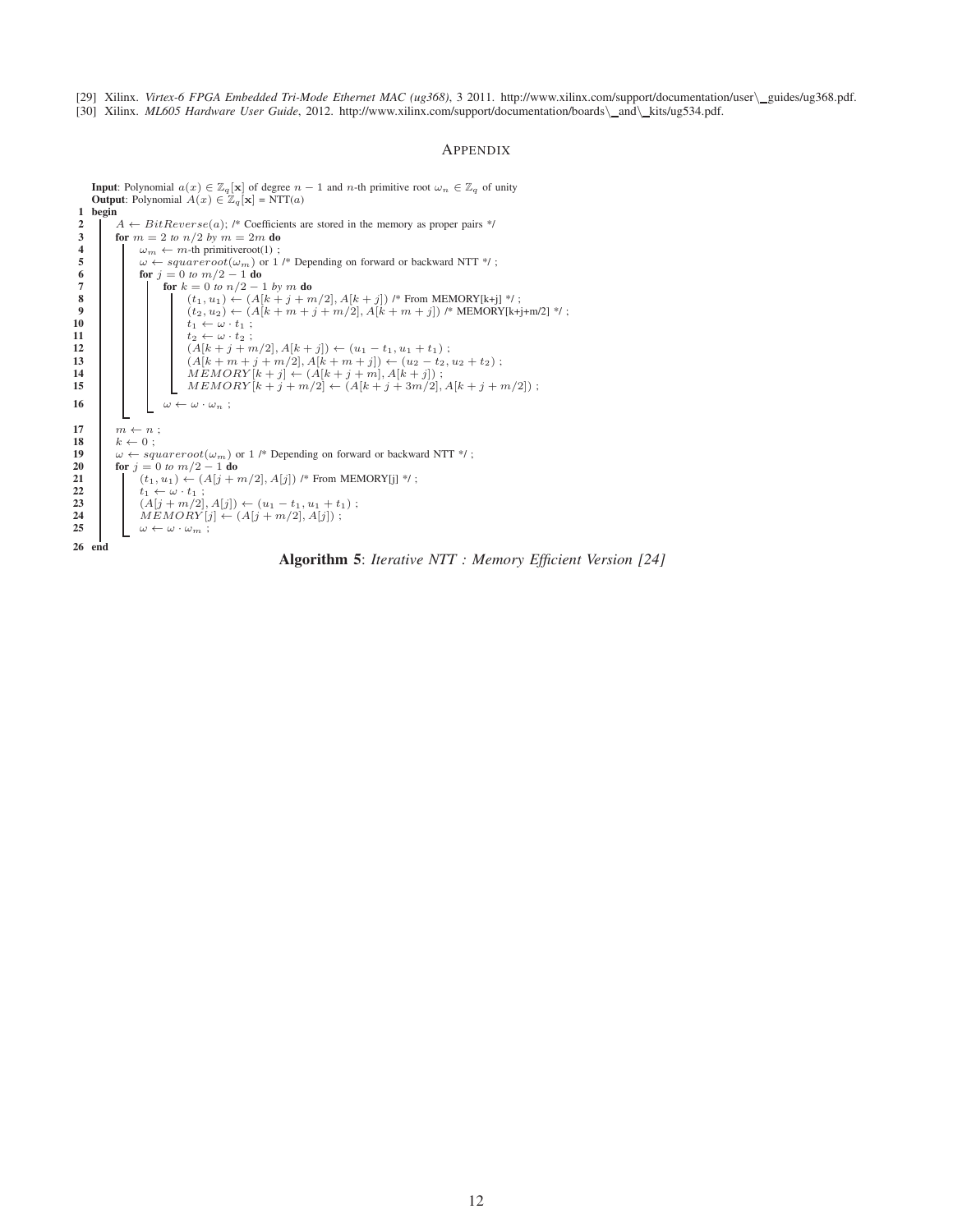[29] Xilinx. *Virtex-6 FPGA Embedded Tri-Mode Ethernet MAC (ug368)*, 3 2011. http://www.xilinx.com/support/documentation/user\_guides/ug368.pdf.

[30] Xilinx. *ML605 Hardware User Guide*, 2012. http://www.xilinx.com/support/documentation/boards\_and\_kits/ug534.pdf.

## APPENDIX

**Input**: Polynomial $a(x) \in \mathbb{Z}_q[\mathbf{x}]$ of degree $n-1$ and $n$-th primitive root $\omega_n \in \mathbb{Z}_q$ of unity
**Output**: Polynomial $A(x) \in \mathbb{Z}_q[\mathbf{x}]$ = NTT($a$)

```
1  begin
2      A ← BitReverse(a); /* Coefficients are stored in the memory as proper pairs */
3      for m = 2 to n/2 by m = 2m do
4          ω_m ← m-th primitiveroot(1) ;
5          ω ← squareroot(ω_m) or 1 /* Depending on forward or backward NTT */ ;
6          for j = 0 to m/2 − 1 do
7              for k = 0 to n/2 − 1 by m do
8                  (t_1, u_1) ← (A[k + j + m/2], A[k + j]) /* From MEMORY[k+j] */ ;
9                  (t_2, u_2) ← (A[k + m + j + m/2], A[k + m + j]) /* MEMORY[k+j+m/2] */ ;
10                 t_1 ← ω · t_1 ;
11                 t_2 ← ω · t_2 ;
12                 (A[k + j + m/2], A[k + j]) ← (u_1 − t_1, u_1 + t_1) ;
13                 (A[k + m + j + m/2], A[k + m + j]) ← (u_2 − t_2, u_2 + t_2) ;
14                 MEMORY[k + j] ← (A[k + j + m], A[k + j]) ;
15                 MEMORY[k + j + m/2] ← (A[k + j + 3m/2], A[k + j + m/2]) ;
16             ω ← ω · ω_n ;
17     m ← n ;
18     k ← 0 ;
19     ω ← squareroot(ω_m) or 1 /* Depending on forward or backward NTT */ ;
20     for j = 0 to m/2 − 1 do
21         (t_1, u_1) ← (A[j + m/2], A[j]) /* From MEMORY[j] */ ;
22         t_1 ← ω · t_1 ;
23         (A[j + m/2], A[j]) ← (u_1 − t_1, u_1 + t_1) ;
24         MEMORY[j] ← (A[j + m/2], A[j]) ;
25         ω ← ω · ω_m ;
26 end
```

**Algorithm 5**: *Iterative NTT : Memory Efficient Version [24]*